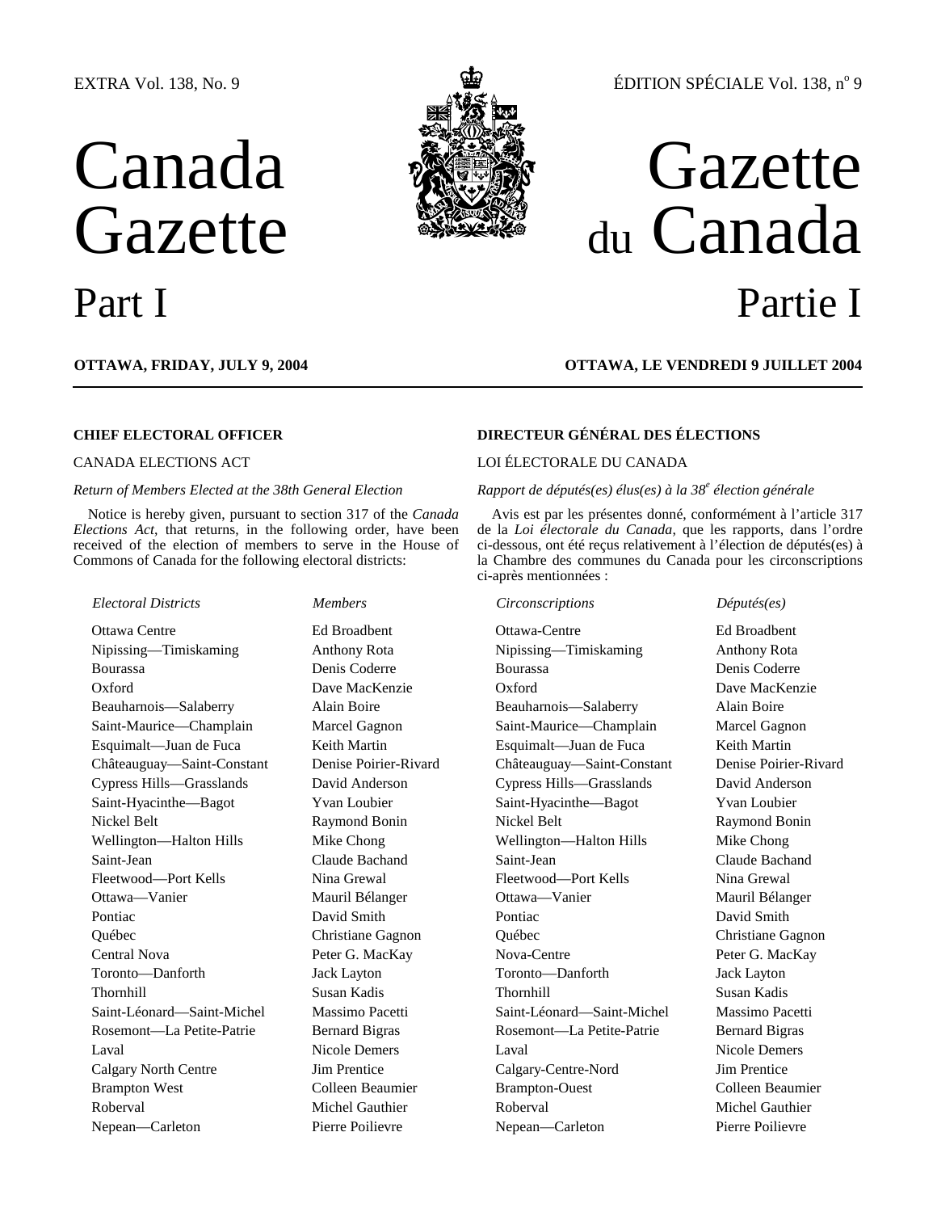EXTRA Vol. 138, No. 9

ÉDITION SPÉCIALE Vol. 138, n[o] 9

# Canada Gazette

# Gazette du Canada

## Part I

## Partie I

**OTTAWA, FRIDAY, JULY 9, 2004**

**OTTAWA, LE VENDREDI 9 JUILLET 2004**

---

**CHIEF ELECTORAL OFFICER**

CANADA ELECTIONS ACT

*Return of Members Elected at the 38th General Election*

Notice is hereby given, pursuant to section 317 of the *Canada Elections Act*, that returns, in the following order, have been received of the election of members to serve in the House of Commons of Canada for the following electoral districts:

| *Electoral Districts* | *Members* |
|---|---|
| Ottawa Centre | Ed Broadbent |
| Nipissing—Timiskaming | Anthony Rota |
| Bourassa | Denis Coderre |
| Oxford | Dave MacKenzie |
| Beauharnois—Salaberry | Alain Boire |
| Saint-Maurice—Champlain | Marcel Gagnon |
| Esquimalt—Juan de Fuca | Keith Martin |
| Châteauguay—Saint-Constant | Denise Poirier-Rivard |
| Cypress Hills—Grasslands | David Anderson |
| Saint-Hyacinthe—Bagot | Yvan Loubier |
| Nickel Belt | Raymond Bonin |
| Wellington—Halton Hills | Mike Chong |
| Saint-Jean | Claude Bachand |
| Fleetwood—Port Kells | Nina Grewal |
| Ottawa—Vanier | Mauril Bélanger |
| Pontiac | David Smith |
| Québec | Christiane Gagnon |
| Central Nova | Peter G. MacKay |
| Toronto—Danforth | Jack Layton |
| Thornhill | Susan Kadis |
| Saint-Léonard—Saint-Michel | Massimo Pacetti |
| Rosemont—La Petite-Patrie | Bernard Bigras |
| Laval | Nicole Demers |
| Calgary North Centre | Jim Prentice |
| Brampton West | Colleen Beaumier |
| Roberval | Michel Gauthier |
| Nepean—Carleton | Pierre Poilievre |

**DIRECTEUR GÉNÉRAL DES ÉLECTIONS**

LOI ÉLECTORALE DU CANADA

*Rapport de députés(es) élus(es) à la 38[e] élection générale*

Avis est par les présentes donné, conformément à l'article 317 de la *Loi électorale du Canada*, que les rapports, dans l'ordre ci-dessous, ont été reçus relativement à l'élection de députés(es) à la Chambre des communes du Canada pour les circonscriptions ci-après mentionnées :

| *Circonscriptions* | *Députés(es)* |
|---|---|
| Ottawa-Centre | Ed Broadbent |
| Nipissing—Timiskaming | Anthony Rota |
| Bourassa | Denis Coderre |
| Oxford | Dave MacKenzie |
| Beauharnois—Salaberry | Alain Boire |
| Saint-Maurice—Champlain | Marcel Gagnon |
| Esquimalt—Juan de Fuca | Keith Martin |
| Châteauguay—Saint-Constant | Denise Poirier-Rivard |
| Cypress Hills—Grasslands | David Anderson |
| Saint-Hyacinthe—Bagot | Yvan Loubier |
| Nickel Belt | Raymond Bonin |
| Wellington—Halton Hills | Mike Chong |
| Saint-Jean | Claude Bachand |
| Fleetwood—Port Kells | Nina Grewal |
| Ottawa—Vanier | Mauril Bélanger |
| Pontiac | David Smith |
| Québec | Christiane Gagnon |
| Nova-Centre | Peter G. MacKay |
| Toronto—Danforth | Jack Layton |
| Thornhill | Susan Kadis |
| Saint-Léonard—Saint-Michel | Massimo Pacetti |
| Rosemont—La Petite-Patrie | Bernard Bigras |
| Laval | Nicole Demers |
| Calgary-Centre-Nord | Jim Prentice |
| Brampton-Ouest | Colleen Beaumier |
| Roberval | Michel Gauthier |
| Nepean—Carleton | Pierre Poilievre |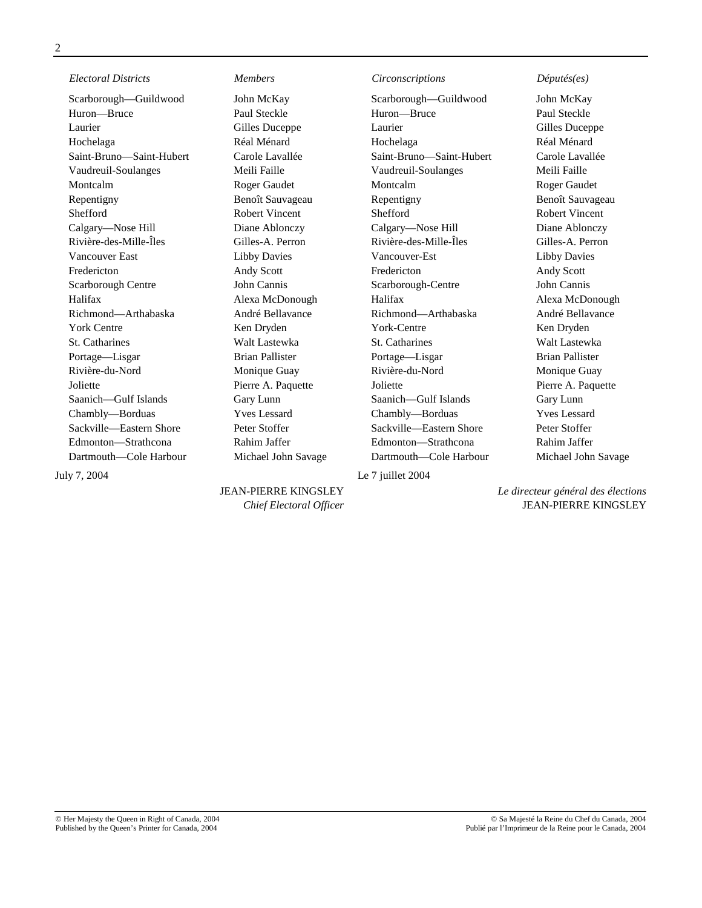| *Electoral Districts* | *Members* | *Circonscriptions* | *Députés(es)* |
|---|---|---|---|
| Scarborough—Guildwood | John McKay | Scarborough—Guildwood | John McKay |
| Huron—Bruce | Paul Steckle | Huron—Bruce | Paul Steckle |
| Laurier | Gilles Duceppe | Laurier | Gilles Duceppe |
| Hochelaga | Réal Ménard | Hochelaga | Réal Ménard |
| Saint-Bruno—Saint-Hubert | Carole Lavallée | Saint-Bruno—Saint-Hubert | Carole Lavallée |
| Vaudreuil-Soulanges | Meili Faille | Vaudreuil-Soulanges | Meili Faille |
| Montcalm | Roger Gaudet | Montcalm | Roger Gaudet |
| Repentigny | Benoît Sauvageau | Repentigny | Benoît Sauvageau |
| Shefford | Robert Vincent | Shefford | Robert Vincent |
| Calgary—Nose Hill | Diane Ablonczy | Calgary—Nose Hill | Diane Ablonczy |
| Rivière-des-Mille-Îles | Gilles-A. Perron | Rivière-des-Mille-Îles | Gilles-A. Perron |
| Vancouver East | Libby Davies | Vancouver-Est | Libby Davies |
| Fredericton | Andy Scott | Fredericton | Andy Scott |
| Scarborough Centre | John Cannis | Scarborough-Centre | John Cannis |
| Halifax | Alexa McDonough | Halifax | Alexa McDonough |
| Richmond—Arthabaska | André Bellavance | Richmond—Arthabaska | André Bellavance |
| York Centre | Ken Dryden | York-Centre | Ken Dryden |
| St. Catharines | Walt Lastewka | St. Catharines | Walt Lastewka |
| Portage—Lisgar | Brian Pallister | Portage—Lisgar | Brian Pallister |
| Rivière-du-Nord | Monique Guay | Rivière-du-Nord | Monique Guay |
| Joliette | Pierre A. Paquette | Joliette | Pierre A. Paquette |
| Saanich—Gulf Islands | Gary Lunn | Saanich—Gulf Islands | Gary Lunn |
| Chambly—Borduas | Yves Lessard | Chambly—Borduas | Yves Lessard |
| Sackville—Eastern Shore | Peter Stoffer | Sackville—Eastern Shore | Peter Stoffer |
| Edmonton—Strathcona | Rahim Jaffer | Edmonton—Strathcona | Rahim Jaffer |
| Dartmouth—Cole Harbour | Michael John Savage | Dartmouth—Cole Harbour | Michael John Savage |

July 7, 2004

JEAN-PIERRE KINGSLEY
*Chief Electoral Officer*

Le 7 juillet 2004

*Le directeur général des élections*
JEAN-PIERRE KINGSLEY

© Her Majesty the Queen in Right of Canada, 2004
Published by the Queen's Printer for Canada, 2004

© Sa Majesté la Reine du Chef du Canada, 2004
Publié par l'Imprimeur de la Reine pour le Canada, 2004